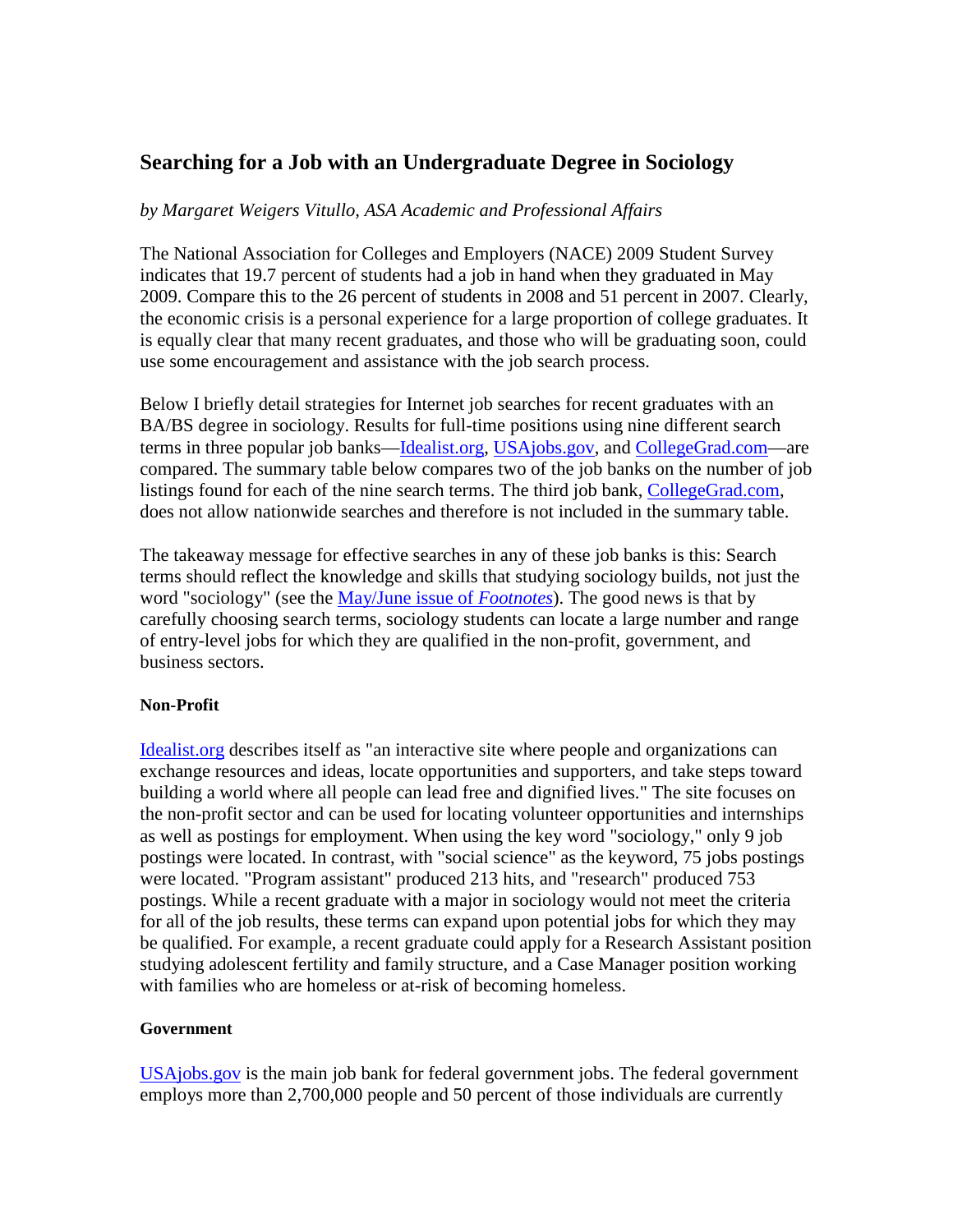## Searching for a Job with an Undergraduate Degree in Sociology

*by Margaret Weigers Vitullo, ASA Academic and Professional Affairs*

The National Association for Colleges and Employers (NACE) 2009 Student Survey indicates that 19.7 percent of students had a job in hand when they graduated in May 2009. Compare this to the 26 percent of students in 2008 and 51 percent in 2007. Clearly, the economic crisis is a personal experience for a large proportion of college graduates. It is equally clear that many recent graduates, and those who will be graduating soon, could use some encouragement and assistance with the job search process.

Below I briefly detail strategies for Internet job searches for recent graduates with an BA/BS degree in sociology. Results for full-time positions using nine different search terms in three popular job banks—Idealist.org, USAjobs.gov, and CollegeGrad.com—are compared. The summary table below compares two of the job banks on the number of job listings found for each of the nine search terms. The third job bank, CollegeGrad.com, does not allow nationwide searches and therefore is not included in the summary table.

The takeaway message for effective searches in any of these job banks is this: Search terms should reflect the knowledge and skills that studying sociology builds, not just the word "sociology" (see the May/June issue of *Footnotes*). The good news is that by carefully choosing search terms, sociology students can locate a large number and range of entry-level jobs for which they are qualified in the non-profit, government, and business sectors.

**Non-Profit**

Idealist.org describes itself as "an interactive site where people and organizations can exchange resources and ideas, locate opportunities and supporters, and take steps toward building a world where all people can lead free and dignified lives." The site focuses on the non-profit sector and can be used for locating volunteer opportunities and internships as well as postings for employment. When using the key word "sociology," only 9 job postings were located. In contrast, with "social science" as the keyword, 75 jobs postings were located. "Program assistant" produced 213 hits, and "research" produced 753 postings. While a recent graduate with a major in sociology would not meet the criteria for all of the job results, these terms can expand upon potential jobs for which they may be qualified. For example, a recent graduate could apply for a Research Assistant position studying adolescent fertility and family structure, and a Case Manager position working with families who are homeless or at-risk of becoming homeless.

**Government**

USAjobs.gov is the main job bank for federal government jobs. The federal government employs more than 2,700,000 people and 50 percent of those individuals are currently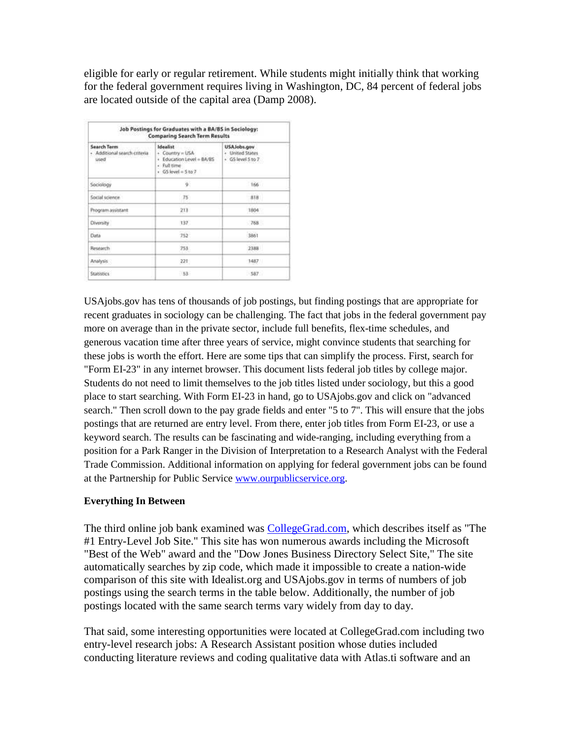eligible for early or regular retirement. While students might initially think that working for the federal government requires living in Washington, DC, 84 percent of federal jobs are located outside of the capital area (Damp 2008).

| Job Postings for Graduates with a BA/BS in Sociology: Comparing Search Term Results | | |
|---|---|---|
| **Search Term** <br> • Additional search criteria used | **Idealist** <br> • Country = USA <br> • Education Level = BA/BS <br> • Full time <br> • GS level = 5 to 7 | **USAJobs.gov** <br> • United States <br> • GS level 5 to 7 |
| Sociology | 9 | 166 |
| Social science | 75 | 818 |
| Program assistant | 213 | 1804 |
| Diversity | 137 | 768 |
| Data | 752 | 3861 |
| Research | 753 | 2388 |
| Analysis | 221 | 1487 |
| Statistics | 53 | 587 |

USAjobs.gov has tens of thousands of job postings, but finding postings that are appropriate for recent graduates in sociology can be challenging. The fact that jobs in the federal government pay more on average than in the private sector, include full benefits, flex-time schedules, and generous vacation time after three years of service, might convince students that searching for these jobs is worth the effort. Here are some tips that can simplify the process. First, search for "Form EI-23" in any internet browser. This document lists federal job titles by college major. Students do not need to limit themselves to the job titles listed under sociology, but this a good place to start searching. With Form EI-23 in hand, go to USAjobs.gov and click on "advanced search." Then scroll down to the pay grade fields and enter "5 to 7". This will ensure that the jobs postings that are returned are entry level. From there, enter job titles from Form EI-23, or use a keyword search. The results can be fascinating and wide-ranging, including everything from a position for a Park Ranger in the Division of Interpretation to a Research Analyst with the Federal Trade Commission. Additional information on applying for federal government jobs can be found at the Partnership for Public Service [www.ourpublicservice.org](http://www.ourpublicservice.org).

**Everything In Between**

The third online job bank examined was [CollegeGrad.com](http://CollegeGrad.com), which describes itself as "The #1 Entry-Level Job Site." This site has won numerous awards including the Microsoft "Best of the Web" award and the "Dow Jones Business Directory Select Site," The site automatically searches by zip code, which made it impossible to create a nation-wide comparison of this site with Idealist.org and USAjobs.gov in terms of numbers of job postings using the search terms in the table below. Additionally, the number of job postings located with the same search terms vary widely from day to day.

That said, some interesting opportunities were located at CollegeGrad.com including two entry-level research jobs: A Research Assistant position whose duties included conducting literature reviews and coding qualitative data with Atlas.ti software and an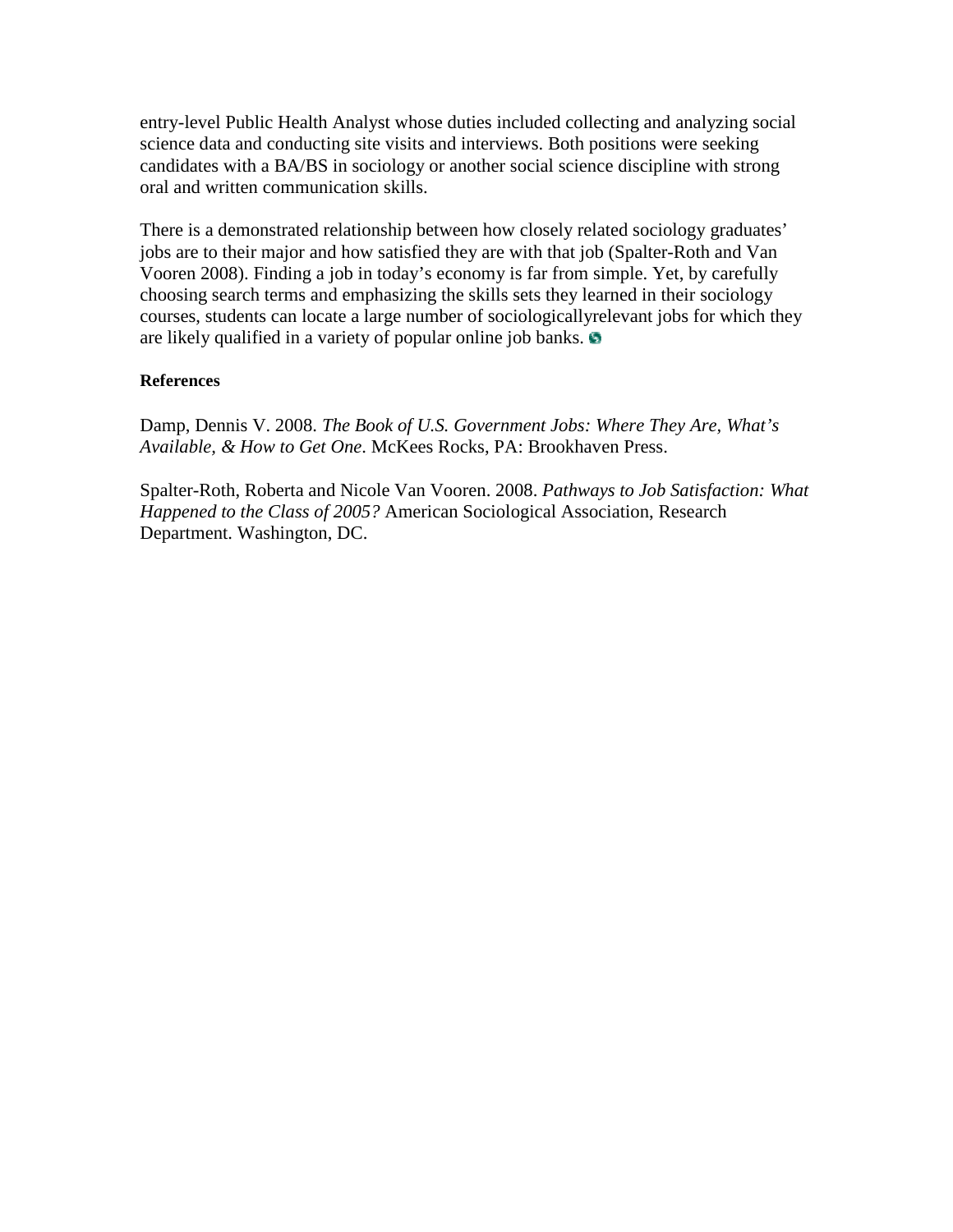entry-level Public Health Analyst whose duties included collecting and analyzing social science data and conducting site visits and interviews. Both positions were seeking candidates with a BA/BS in sociology or another social science discipline with strong oral and written communication skills.

There is a demonstrated relationship between how closely related sociology graduates' jobs are to their major and how satisfied they are with that job (Spalter-Roth and Van Vooren 2008). Finding a job in today's economy is far from simple. Yet, by carefully choosing search terms and emphasizing the skills sets they learned in their sociology courses, students can locate a large number of sociologicallyrelevant jobs for which they are likely qualified in a variety of popular online job banks.

**References**

Damp, Dennis V. 2008. *The Book of U.S. Government Jobs: Where They Are, What's Available, & How to Get One*. McKees Rocks, PA: Brookhaven Press.

Spalter-Roth, Roberta and Nicole Van Vooren. 2008. *Pathways to Job Satisfaction: What Happened to the Class of 2005?* American Sociological Association, Research Department. Washington, DC.